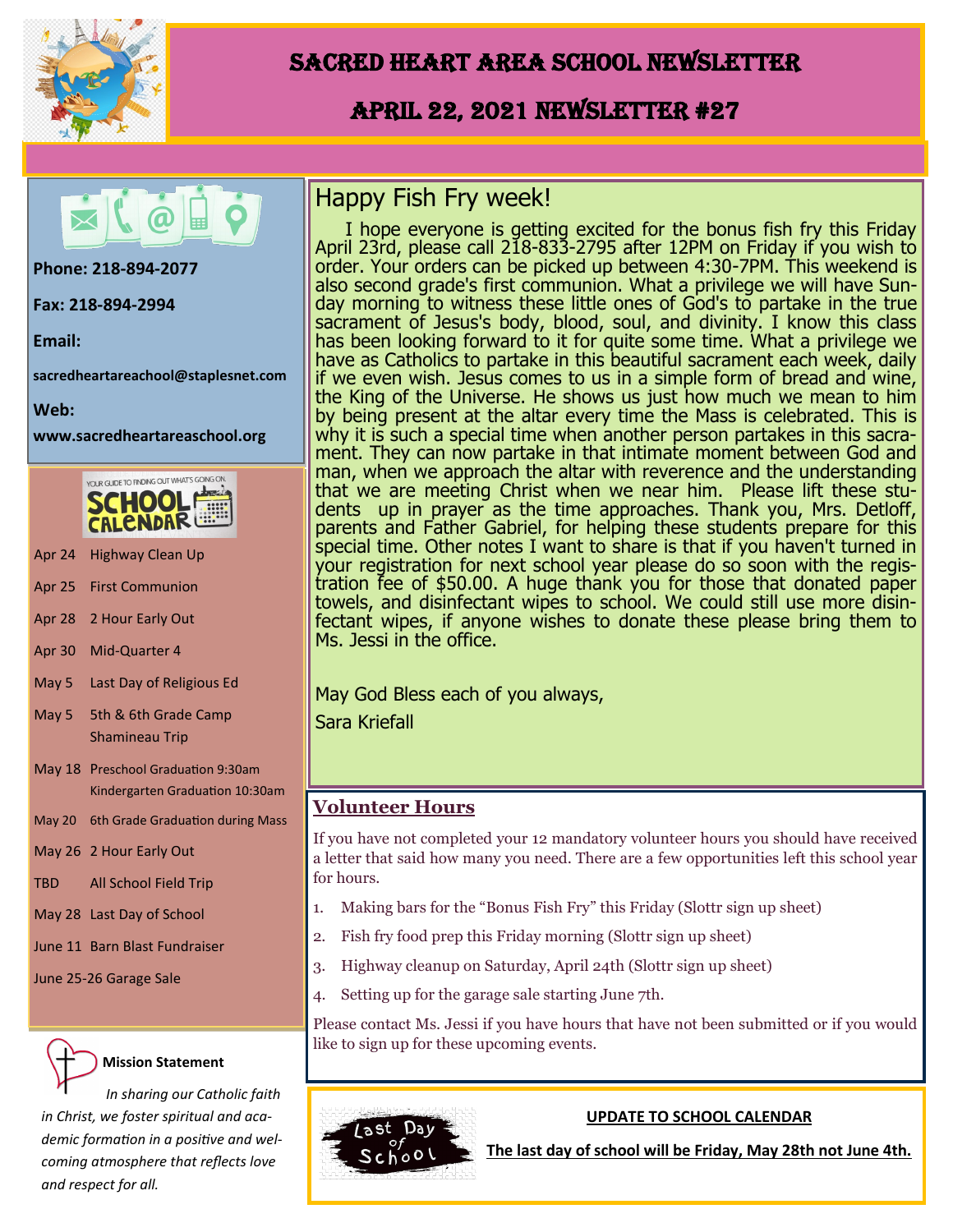# Sacred Heart Area School Newsletter

## April 22, 2021 Newsletter #27

**Phone: 218-894-2077**

**Fax: 218-894-2994**

**Email:**

**sacredheartareachool@staplesnet.com**

**Web:**

**www.sacredheartareaschool.org**

YOUR GUIDE TO FINDING OUT WHAT'S GOING ON.

**SCHOOL CALENDAR**

| | |
|---|---|
| Apr 24 | Highway Clean Up |
| Apr 25 | First Communion |
| Apr 28 | 2 Hour Early Out |
| Apr 30 | Mid-Quarter 4 |
| May 5 | Last Day of Religious Ed |
| May 5 | 5th & 6th Grade Camp Shamineau Trip |
| May 18 | Preschool Graduation 9:30am<br>Kindergarten Graduation 10:30am |
| May 20 | 6th Grade Graduation during Mass |
| May 26 | 2 Hour Early Out |
| TBD | All School Field Trip |
| May 28 | Last Day of School |
| June 11 | Barn Blast Fundraiser |
| June 25-26 | Garage Sale |

**Mission Statement**

*In sharing our Catholic faith in Christ, we foster spiritual and academic formation in a positive and welcoming atmosphere that reflects love and respect for all.*

## Happy Fish Fry week!

I hope everyone is getting excited for the bonus fish fry this Friday April 23rd, please call 218-833-2795 after 12PM on Friday if you wish to order. Your orders can be picked up between 4:30-7PM. This weekend is also second grade's first communion. What a privilege we will have Sunday morning to witness these little ones of God's to partake in the true sacrament of Jesus's body, blood, soul, and divinity. I know this class has been looking forward to it for quite some time. What a privilege we have as Catholics to partake in this beautiful sacrament each week, daily if we even wish. Jesus comes to us in a simple form of bread and wine, the King of the Universe. He shows us just how much we mean to him by being present at the altar every time the Mass is celebrated. This is why it is such a special time when another person partakes in this sacrament. They can now partake in that intimate moment between God and man, when we approach the altar with reverence and the understanding that we are meeting Christ when we near him. Please lift these students up in prayer as the time approaches. Thank you, Mrs. Detloff, parents and Father Gabriel, for helping these students prepare for this special time. Other notes I want to share is that if you haven't turned in your registration for next school year please do so soon with the registration fee of $50.00. A huge thank you for those that donated paper towels, and disinfectant wipes to school. We could still use more disinfectant wipes, if anyone wishes to donate these please bring them to Ms. Jessi in the office.

May God Bless each of you always,

Sara Kriefall

## Volunteer Hours

If you have not completed your 12 mandatory volunteer hours you should have received a letter that said how many you need. There are a few opportunities left this school year for hours.

1. Making bars for the "Bonus Fish Fry" this Friday (Slottr sign up sheet)
2. Fish fry food prep this Friday morning (Slottr sign up sheet)
3. Highway cleanup on Saturday, April 24th (Slottr sign up sheet)
4. Setting up for the garage sale starting June 7th.

Please contact Ms. Jessi if you have hours that have not been submitted or if you would like to sign up for these upcoming events.

Last Day of School

**UPDATE TO SCHOOL CALENDAR**

**The last day of school will be Friday, May 28th not June 4th.**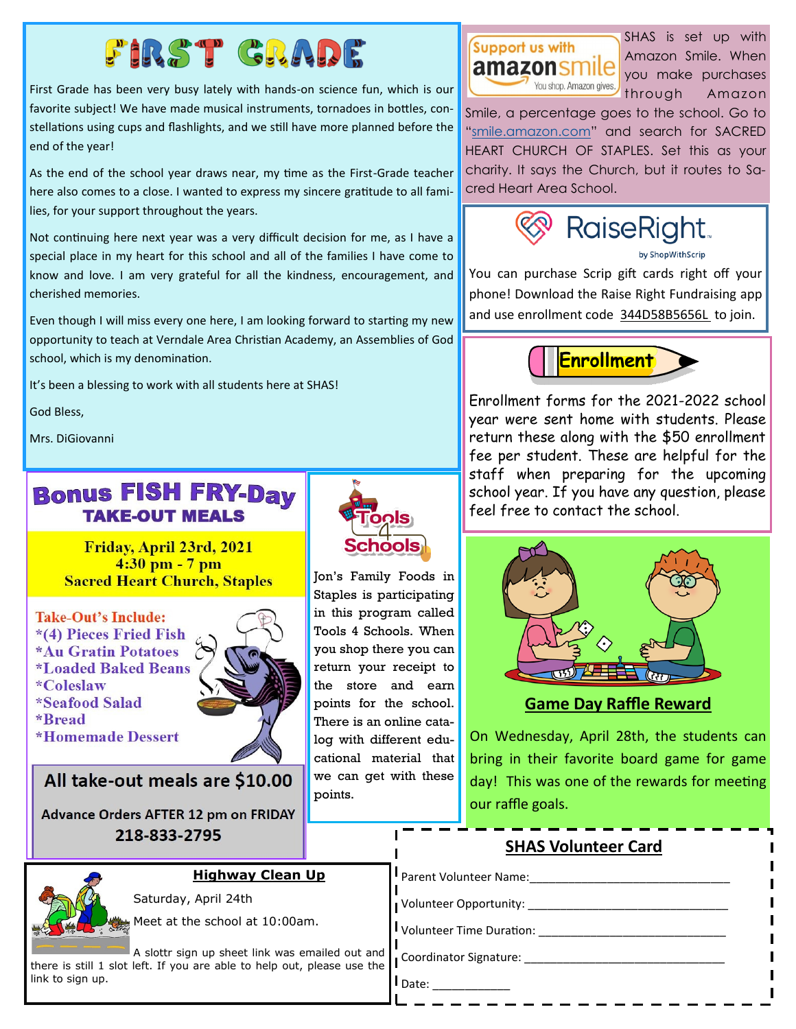# FIRST GRADE

First Grade has been very busy lately with hands-on science fun, which is our favorite subject! We have made musical instruments, tornadoes in bottles, constellations using cups and flashlights, and we still have more planned before the end of the year!

As the end of the school year draws near, my time as the First-Grade teacher here also comes to a close. I wanted to express my sincere gratitude to all families, for your support throughout the years.

Not continuing here next year was a very difficult decision for me, as I have a special place in my heart for this school and all of the families I have come to know and love. I am very grateful for all the kindness, encouragement, and cherished memories.

Even though I will miss every one here, I am looking forward to starting my new opportunity to teach at Verndale Area Christian Academy, an Assemblies of God school, which is my denomination.

It's been a blessing to work with all students here at SHAS!

God Bless,

Mrs. DiGiovanni

## Bonus FISH FRY-Day
### TAKE-OUT MEALS

**Friday, April 23rd, 2021**
**4:30 pm - 7 pm**
**Sacred Heart Church, Staples**

Take-Out's Include:
*(4) Pieces Fried Fish
*Au Gratin Potatoes
*Loaded Baked Beans
*Coleslaw
*Seafood Salad
*Bread
*Homemade Dessert

**All take-out meals are $10.00**

**Advance Orders AFTER 12 pm on FRIDAY**
**218-833-2795**

## Tools 4 Schools

Jon's Family Foods in Staples is participating in this program called Tools 4 Schools. When you shop there you can return your receipt to the store and earn points for the school. There is an online catalog with different educational material that we can get with these points.

## Highway Clean Up

Saturday, April 24th

Meet at the school at 10:00am.

A slottr sign up sheet link was emailed out and there is still 1 slot left. If you are able to help out, please use the link to sign up.

## Support us with amazonsmile

SHAS is set up with Amazon Smile. When you make purchases through Amazon Smile, a percentage goes to the school. Go to "smile.amazon.com" and search for SACRED HEART CHURCH OF STAPLES. Set this as your charity. It says the Church, but it routes to Sacred Heart Area School.

## RaiseRight by ShopWithScrip

You can purchase Scrip gift cards right off your phone! Download the Raise Right Fundraising app and use enrollment code 344D58B5656L to join.

## Enrollment

Enrollment forms for the 2021-2022 school year were sent home with students. Please return these along with the $50 enrollment fee per student. These are helpful for the staff when preparing for the upcoming school year. If you have any question, please feel free to contact the school.

## Game Day Raffle Reward

On Wednesday, April 28th, the students can bring in their favorite board game for game day! This was one of the rewards for meeting our raffle goals.

## SHAS Volunteer Card

Parent Volunteer Name:______________________________

Volunteer Opportunity: ______________________________

Volunteer Time Duration: ____________________________

Coordinator Signature: ______________________________

Date: ____________